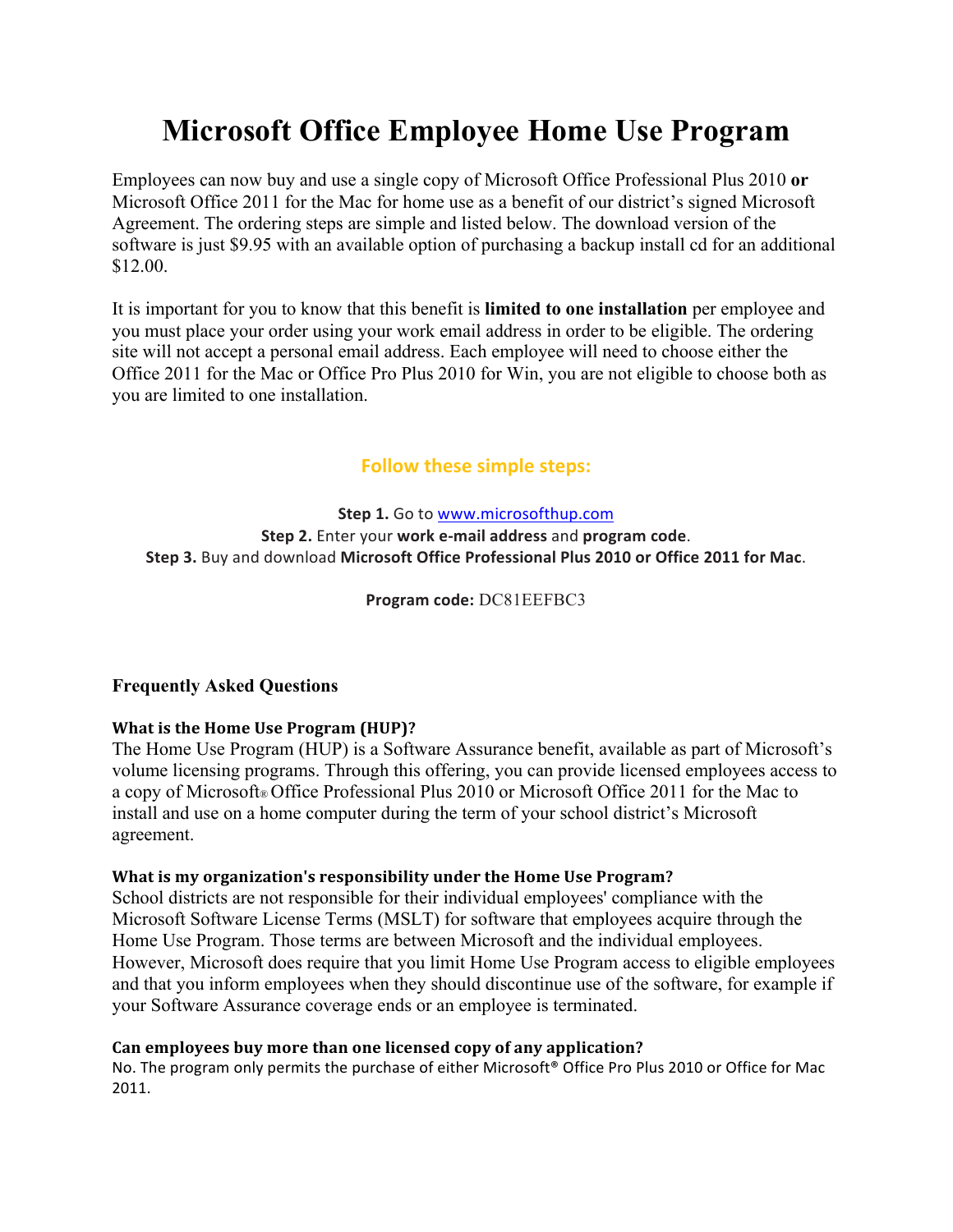# Microsoft Office Employee Home Use Program

Employees can now buy and use a single copy of Microsoft Office Professional Plus 2010 **or** Microsoft Office 2011 for the Mac for home use as a benefit of our district's signed Microsoft Agreement. The ordering steps are simple and listed below. The download version of the software is just $9.95 with an available option of purchasing a backup install cd for an additional $12.00.

It is important for you to know that this benefit is **limited to one installation** per employee and you must place your order using your work email address in order to be eligible. The ordering site will not accept a personal email address. Each employee will need to choose either the Office 2011 for the Mac or Office Pro Plus 2010 for Win, you are not eligible to choose both as you are limited to one installation.

## Follow these simple steps:

**Step 1.** Go to [www.microsofthup.com](www.microsofthup.com)

**Step 2.** Enter your **work e-mail address** and **program code**.

**Step 3.** Buy and download **Microsoft Office Professional Plus 2010 or Office 2011 for Mac**.

**Program code:** DC81EEFBC3

### Frequently Asked Questions

**What is the Home Use Program (HUP)?**

The Home Use Program (HUP) is a Software Assurance benefit, available as part of Microsoft's volume licensing programs. Through this offering, you can provide licensed employees access to a copy of Microsoft® Office Professional Plus 2010 or Microsoft Office 2011 for the Mac to install and use on a home computer during the term of your school district's Microsoft agreement.

**What is my organization's responsibility under the Home Use Program?**

School districts are not responsible for their individual employees' compliance with the Microsoft Software License Terms (MSLT) for software that employees acquire through the Home Use Program. Those terms are between Microsoft and the individual employees. However, Microsoft does require that you limit Home Use Program access to eligible employees and that you inform employees when they should discontinue use of the software, for example if your Software Assurance coverage ends or an employee is terminated.

**Can employees buy more than one licensed copy of any application?**

No. The program only permits the purchase of either Microsoft® Office Pro Plus 2010 or Office for Mac 2011.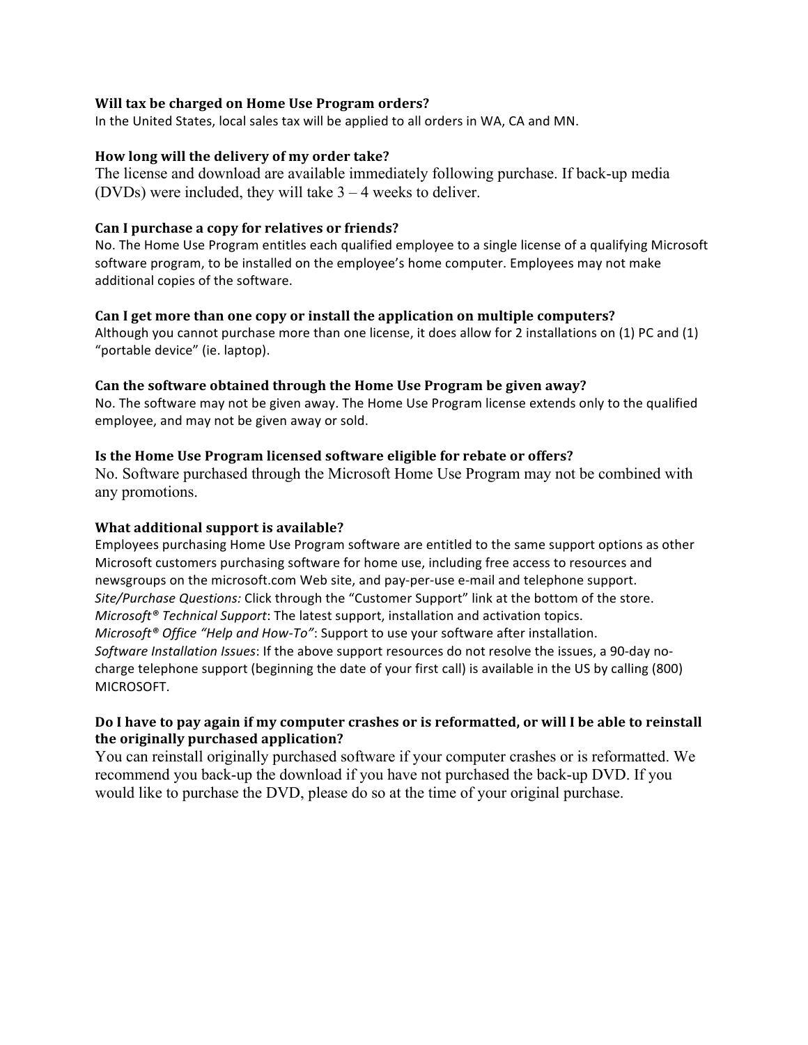**Will tax be charged on Home Use Program orders?**
In the United States, local sales tax will be applied to all orders in WA, CA and MN.

**How long will the delivery of my order take?**
The license and download are available immediately following purchase. If back-up media (DVDs) were included, they will take 3 – 4 weeks to deliver.

**Can I purchase a copy for relatives or friends?**
No. The Home Use Program entitles each qualified employee to a single license of a qualifying Microsoft software program, to be installed on the employee's home computer. Employees may not make additional copies of the software.

**Can I get more than one copy or install the application on multiple computers?**
Although you cannot purchase more than one license, it does allow for 2 installations on (1) PC and (1) "portable device" (ie. laptop).

**Can the software obtained through the Home Use Program be given away?**
No. The software may not be given away. The Home Use Program license extends only to the qualified employee, and may not be given away or sold.

**Is the Home Use Program licensed software eligible for rebate or offers?**
No. Software purchased through the Microsoft Home Use Program may not be combined with any promotions.

**What additional support is available?**
Employees purchasing Home Use Program software are entitled to the same support options as other Microsoft customers purchasing software for home use, including free access to resources and newsgroups on the microsoft.com Web site, and pay-per-use e-mail and telephone support.
*Site/Purchase Questions:* Click through the "Customer Support" link at the bottom of the store.
*Microsoft® Technical Support*: The latest support, installation and activation topics.
*Microsoft® Office "Help and How-To"*: Support to use your software after installation.
*Software Installation Issues*: If the above support resources do not resolve the issues, a 90-day no-charge telephone support (beginning the date of your first call) is available in the US by calling (800) MICROSOFT.

**Do I have to pay again if my computer crashes or is reformatted, or will I be able to reinstall the originally purchased application?**
You can reinstall originally purchased software if your computer crashes or is reformatted. We recommend you back-up the download if you have not purchased the back-up DVD. If you would like to purchase the DVD, please do so at the time of your original purchase.